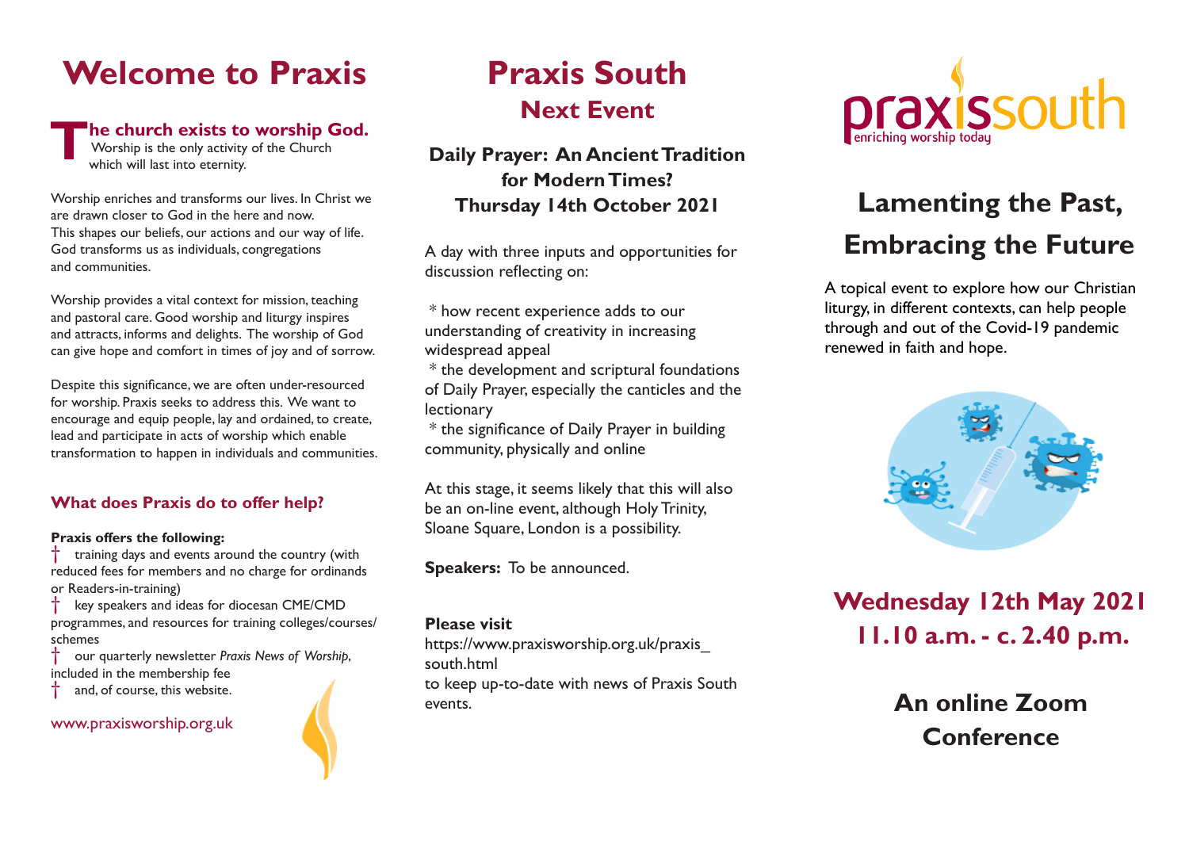# Welcome to Praxis

**The church exists to worship God.**
Worship is the only activity of the Church which will last into eternity.

Worship enriches and transforms our lives. In Christ we are drawn closer to God in the here and now. This shapes our beliefs, our actions and our way of life. God transforms us as individuals, congregations and communities.

Worship provides a vital context for mission, teaching and pastoral care. Good worship and liturgy inspires and attracts, informs and delights. The worship of God can give hope and comfort in times of joy and of sorrow.

Despite this significance, we are often under-resourced for worship. Praxis seeks to address this. We want to encourage and equip people, lay and ordained, to create, lead and participate in acts of worship which enable transformation to happen in individuals and communities.

### What does Praxis do to offer help?

**Praxis offers the following:**

† training days and events around the country (with reduced fees for members and no charge for ordinands or Readers-in-training)

† key speakers and ideas for diocesan CME/CMD programmes, and resources for training colleges/courses/schemes

† our quarterly newsletter *Praxis News of Worship*, included in the membership fee

† and, of course, this website.

www.praxisworship.org.uk

# Praxis South

## Next Event

### Daily Prayer: An Ancient Tradition for Modern Times?
### Thursday 14th October 2021

A day with three inputs and opportunities for discussion reflecting on:

* how recent experience adds to our understanding of creativity in increasing widespread appeal
* the development and scriptural foundations of Daily Prayer, especially the canticles and the lectionary
* the significance of Daily Prayer in building community, physically and online

At this stage, it seems likely that this will also be an on-line event, although Holy Trinity, Sloane Square, London is a possibility.

**Speakers:** To be announced.

**Please visit**
https://www.praxisworship.org.uk/praxis_south.html
to keep up-to-date with news of Praxis South events.

praxissouth
enriching worship today

# Lamenting the Past, Embracing the Future

A topical event to explore how our Christian liturgy, in different contexts, can help people through and out of the Covid-19 pandemic renewed in faith and hope.

## Wednesday 12th May 2021
## 11.10 a.m. - c. 2.40 p.m.

## An online Zoom Conference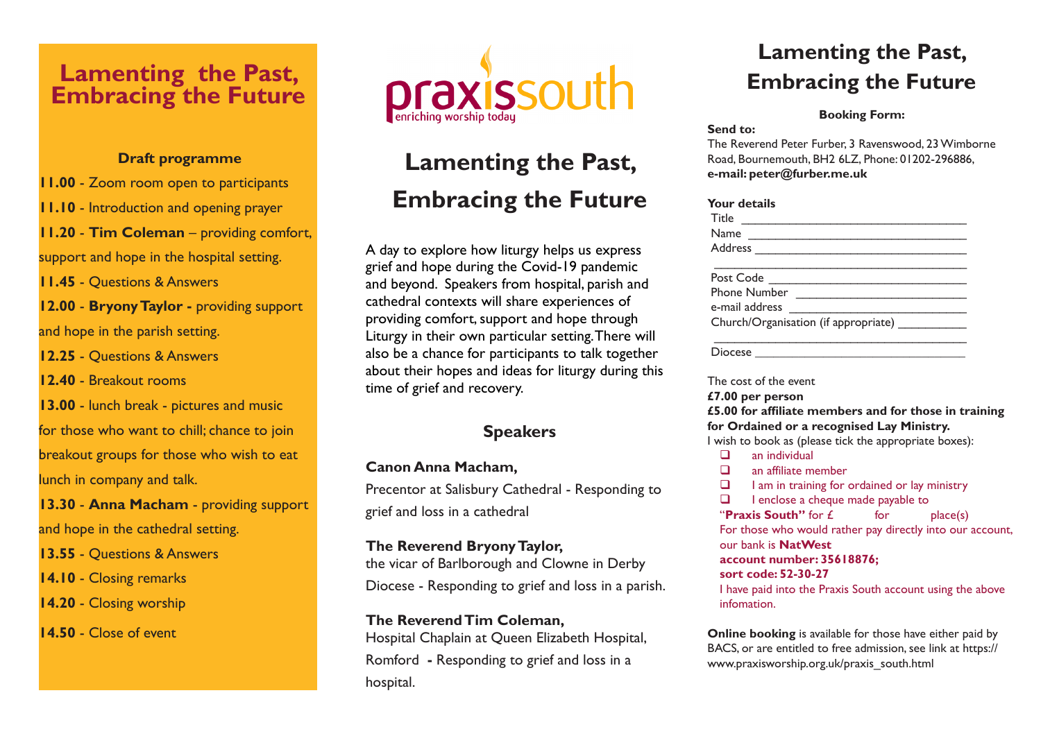## Lamenting the Past, Embracing the Future

**Draft programme**

**11.00** - Zoom room open to participants

**11.10** - Introduction and opening prayer

**11.20** - **Tim Coleman** – providing comfort, support and hope in the hospital setting.

**11.45** - Questions & Answers

**12.00** - **Bryony Taylor -** providing support and hope in the parish setting.

**12.25** - Questions & Answers

**12.40** - Breakout rooms

**13.00** - lunch break - pictures and music for those who want to chill; chance to join breakout groups for those who wish to eat lunch in company and talk.

**13.30** - **Anna Macham** - providing support and hope in the cathedral setting.

**13.55** - Questions & Answers

**14.10** - Closing remarks

**14.20** - Closing worship

**14.50** - Close of event

praxissouth
enriching worship today

# Lamenting the Past, Embracing the Future

A day to explore how liturgy helps us express grief and hope during the Covid-19 pandemic and beyond. Speakers from hospital, parish and cathedral contexts will share experiences of providing comfort, support and hope through Liturgy in their own particular setting. There will also be a chance for participants to talk together about their hopes and ideas for liturgy during this time of grief and recovery.

## Speakers

**Canon Anna Macham,**

Precentor at Salisbury Cathedral - Responding to grief and loss in a cathedral

**The Reverend Bryony Taylor,**

the vicar of Barlborough and Clowne in Derby Diocese - Responding to grief and loss in a parish.

**The Reverend Tim Coleman,**

Hospital Chaplain at Queen Elizabeth Hospital, Romford **-** Responding to grief and loss in a hospital.

## Lamenting the Past, Embracing the Future

**Booking Form:**

**Send to:**

The Reverend Peter Furber, 3 Ravenswood, 23 Wimborne Road, Bournemouth, BH2 6LZ, Phone: 01202-296886, **e-mail: peter@furber.me.uk**

**Your details**

Title ___________________________________

Name ___________________________________

Address _________________________________

_______________________________________

Post Code _______________________________

Phone Number ____________________________

e-mail address ____________________________

Church/Organisation (if appropriate) ___________

_______________________________________

Diocese _________________________________

The cost of the event

**£7.00 per person**

**£5.00 for affiliate members and for those in training for Ordained or a recognised Lay Ministry.**

I wish to book as (please tick the appropriate boxes):

- ❑ an individual
- ❑ an affiliate member
- ❑ I am in training for ordained or lay ministry
- ❑ I enclose a cheque made payable to "**Praxis South"** for £ for place(s)

For those who would rather pay directly into our account, our bank is **NatWest**
**account number: 35618876;**
**sort code: 52-30-27**

I have paid into the Praxis South account using the above infomation.

**Online booking** is available for those have either paid by BACS, or are entitled to free admission, see link at https://www.praxisworship.org.uk/praxis_south.html